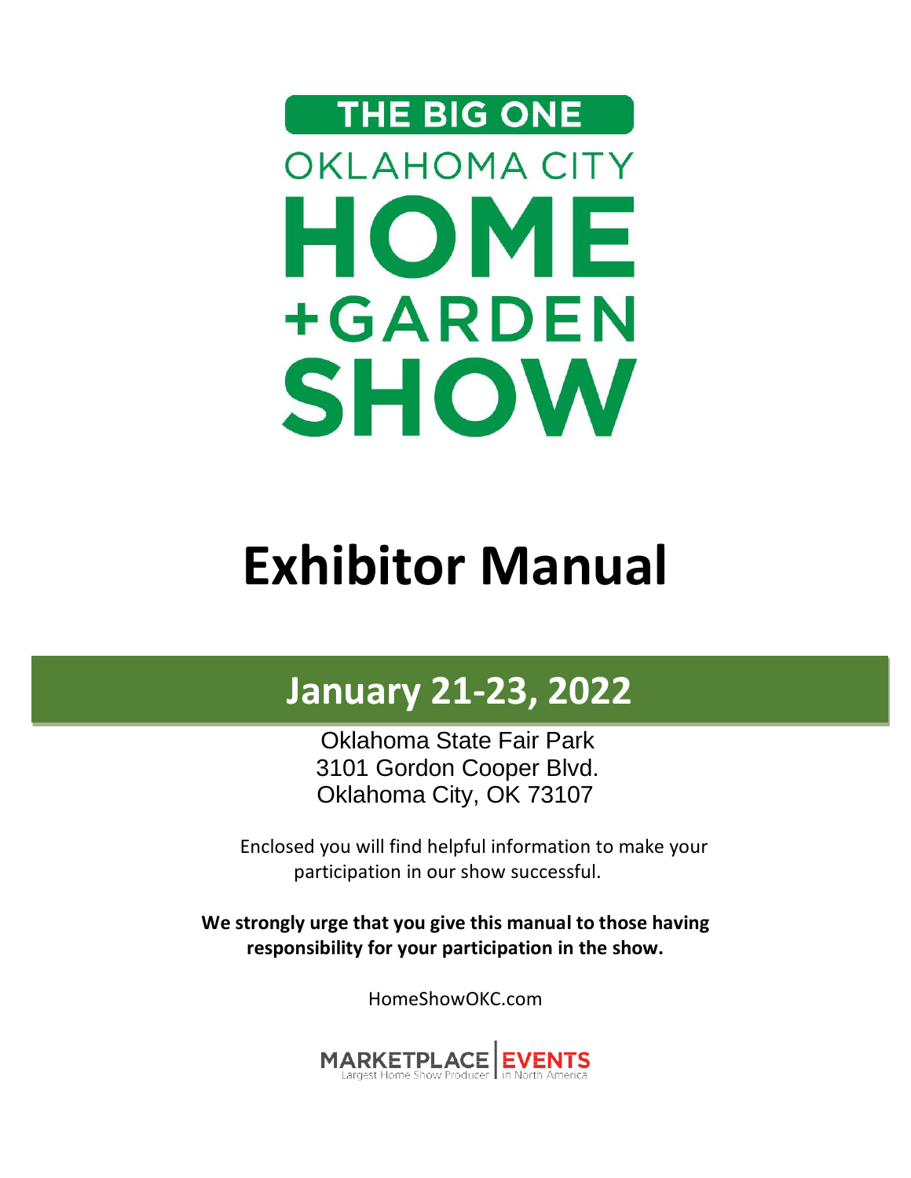THE BIG ONE

OKLAHOMA CITY

# HOME +GARDEN SHOW

# Exhibitor Manual

## January 21-23, 2022

Oklahoma State Fair Park
3101 Gordon Cooper Blvd.
Oklahoma City, OK 73107

Enclosed you will find helpful information to make your participation in our show successful.

**We strongly urge that you give this manual to those having responsibility for your participation in the show.**

HomeShowOKC.com

MARKETPLACE EVENTS
Largest Home Show Producer in North America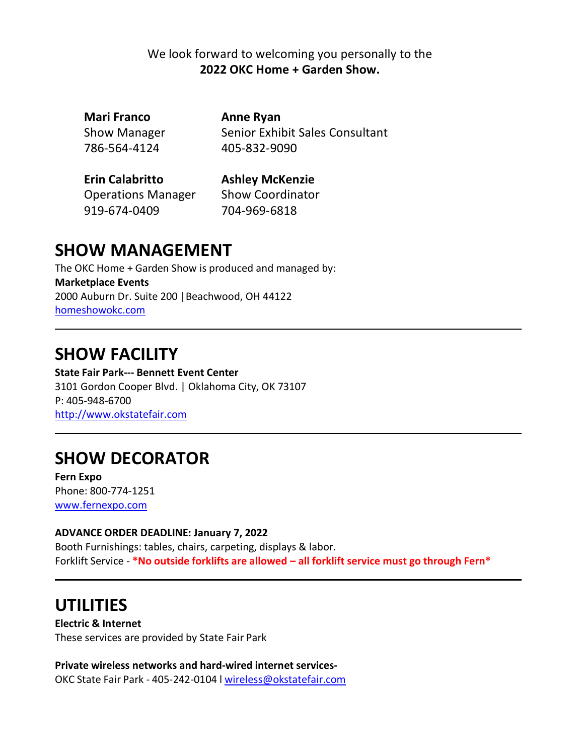We look forward to welcoming you personally to the
**2022 OKC Home + Garden Show.**

**Mari Franco**
Show Manager
786-564-4124

**Anne Ryan**
Senior Exhibit Sales Consultant
405-832-9090

**Erin Calabritto**
Operations Manager
919-674-0409

**Ashley McKenzie**
Show Coordinator
704-969-6818

## SHOW MANAGEMENT

The OKC Home + Garden Show is produced and managed by:
**Marketplace Events**
2000 Auburn Dr. Suite 200 | Beachwood, OH 44122
homeshowokc.com

---

## SHOW FACILITY

**State Fair Park--- Bennett Event Center**
3101 Gordon Cooper Blvd. | Oklahoma City, OK 73107
P: 405-948-6700
http://www.okstatefair.com

---

## SHOW DECORATOR

**Fern Expo**
Phone: 800-774-1251
www.fernexpo.com

**ADVANCE ORDER DEADLINE: January 7, 2022**
Booth Furnishings: tables, chairs, carpeting, displays & labor.
Forklift Service - ***No outside forklifts are allowed – all forklift service must go through Fern***

---

## UTILITIES

**Electric & Internet**
These services are provided by State Fair Park

**Private wireless networks and hard-wired internet services-**
OKC State Fair Park - 405-242-0104 l wireless@okstatefair.com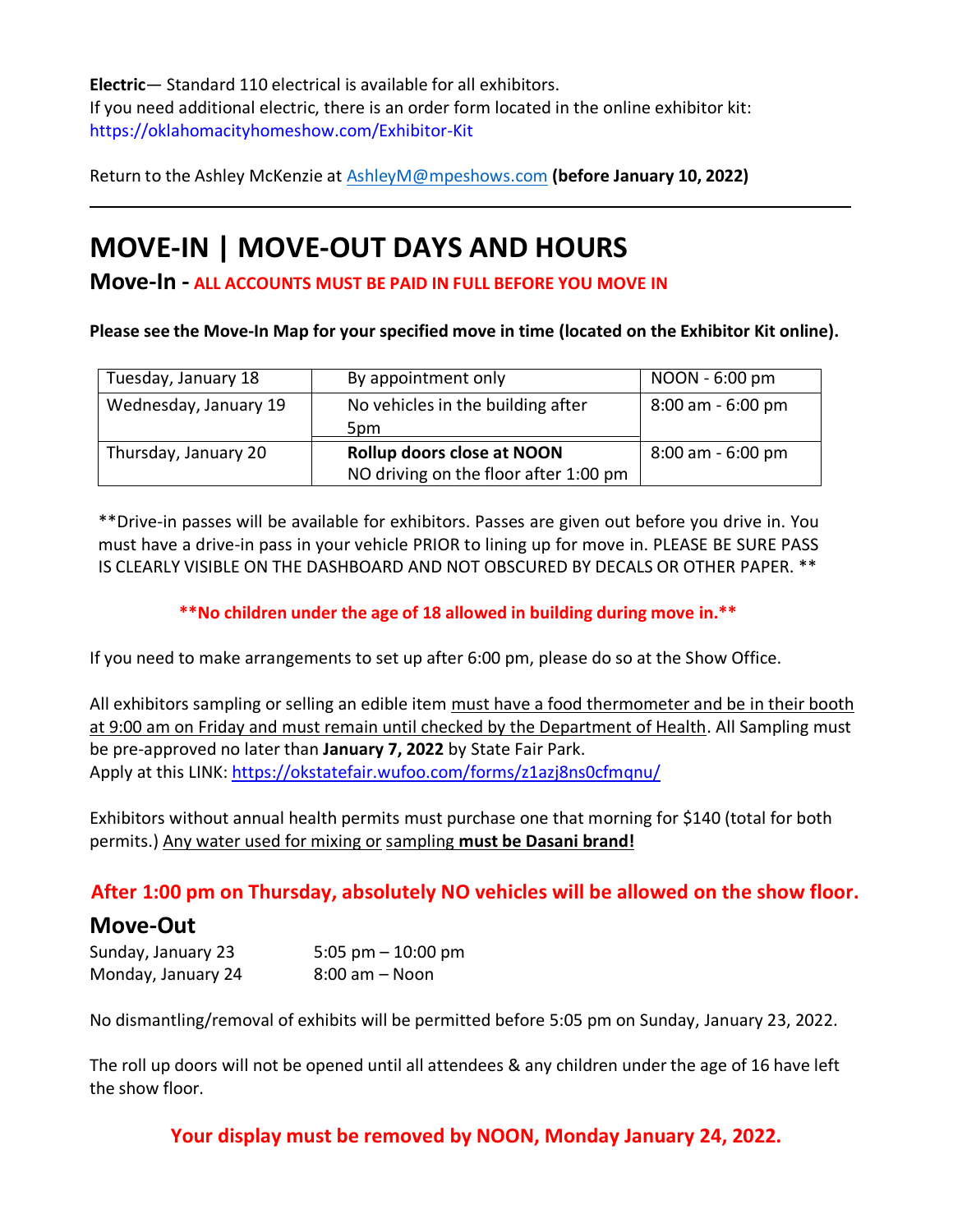**Electric**— Standard 110 electrical is available for all exhibitors.
If you need additional electric, there is an order form located in the online exhibitor kit:
https://oklahomacityhomeshow.com/Exhibitor-Kit

Return to the Ashley McKenzie at AshleyM@mpeshows.com **(before January 10, 2022)**

---

# MOVE-IN | MOVE-OUT DAYS AND HOURS

## Move-In - ALL ACCOUNTS MUST BE PAID IN FULL BEFORE YOU MOVE IN

**Please see the Move-In Map for your specified move in time (located on the Exhibitor Kit online).**

| | | |
|---|---|---|
| Tuesday, January 18 | By appointment only | NOON - 6:00 pm |
| Wednesday, January 19 | No vehicles in the building after 5pm | 8:00 am - 6:00 pm |
| Thursday, January 20 | **Rollup doors close at NOON** NO driving on the floor after 1:00 pm | 8:00 am - 6:00 pm |

**Drive-in passes will be available for exhibitors. Passes are given out before you drive in. You must have a drive-in pass in your vehicle PRIOR to lining up for move in. PLEASE BE SURE PASS IS CLEARLY VISIBLE ON THE DASHBOARD AND NOT OBSCURED BY DECALS OR OTHER PAPER. **

****No children under the age of 18 allowed in building during move in.****

If you need to make arrangements to set up after 6:00 pm, please do so at the Show Office.

All exhibitors sampling or selling an edible item must have a food thermometer and be in their booth at 9:00 am on Friday and must remain until checked by the Department of Health. All Sampling must be pre-approved no later than **January 7, 2022** by State Fair Park.
Apply at this LINK: https://okstatefair.wufoo.com/forms/z1azj8ns0cfmqnu/

Exhibitors without annual health permits must purchase one that morning for $140 (total for both permits.) Any water used for mixing or sampling **must be Dasani brand!**

### After 1:00 pm on Thursday, absolutely NO vehicles will be allowed on the show floor.

## Move-Out

| | |
|---|---|
| Sunday, January 23 | 5:05 pm – 10:00 pm |
| Monday, January 24 | 8:00 am – Noon |

No dismantling/removal of exhibits will be permitted before 5:05 pm on Sunday, January 23, 2022.

The roll up doors will not be opened until all attendees & any children under the age of 16 have left the show floor.

### Your display must be removed by NOON, Monday January 24, 2022.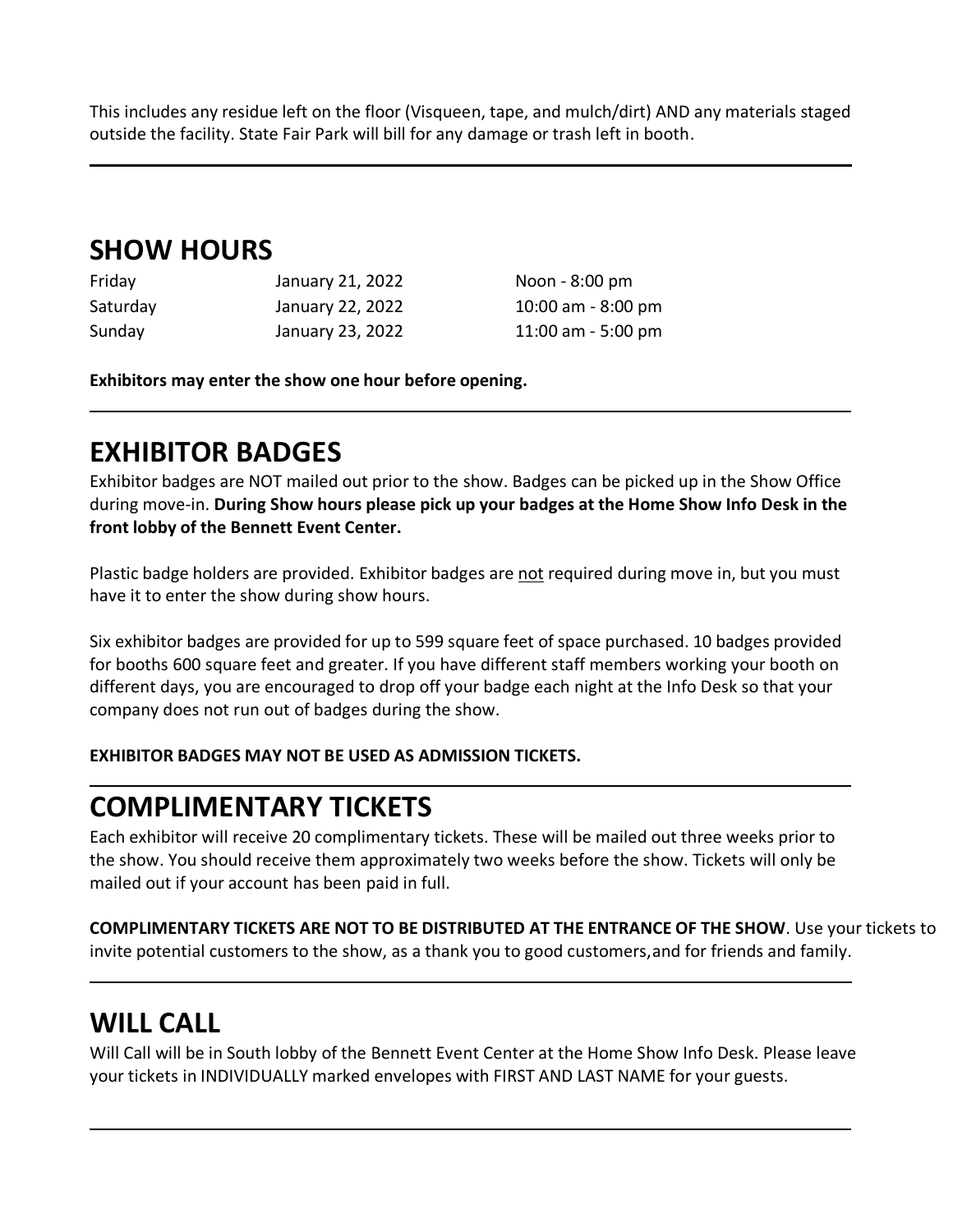This includes any residue left on the floor (Visqueen, tape, and mulch/dirt) AND any materials staged outside the facility. State Fair Park will bill for any damage or trash left in booth.

---

## SHOW HOURS

| | | |
|---|---|---|
| Friday | January 21, 2022 | Noon - 8:00 pm |
| Saturday | January 22, 2022 | 10:00 am - 8:00 pm |
| Sunday | January 23, 2022 | 11:00 am - 5:00 pm |

**Exhibitors may enter the show one hour before opening.**

---

## EXHIBITOR BADGES

Exhibitor badges are NOT mailed out prior to the show. Badges can be picked up in the Show Office during move-in. **During Show hours please pick up your badges at the Home Show Info Desk in the front lobby of the Bennett Event Center.**

Plastic badge holders are provided. Exhibitor badges are <u>not</u> required during move in, but you must have it to enter the show during show hours.

Six exhibitor badges are provided for up to 599 square feet of space purchased. 10 badges provided for booths 600 square feet and greater. If you have different staff members working your booth on different days, you are encouraged to drop off your badge each night at the Info Desk so that your company does not run out of badges during the show.

**EXHIBITOR BADGES MAY NOT BE USED AS ADMISSION TICKETS.**

---

## COMPLIMENTARY TICKETS

Each exhibitor will receive 20 complimentary tickets. These will be mailed out three weeks prior to the show. You should receive them approximately two weeks before the show. Tickets will only be mailed out if your account has been paid in full.

**COMPLIMENTARY TICKETS ARE NOT TO BE DISTRIBUTED AT THE ENTRANCE OF THE SHOW**. Use your tickets to invite potential customers to the show, as a thank you to good customers,and for friends and family.

---

## WILL CALL

Will Call will be in South lobby of the Bennett Event Center at the Home Show Info Desk. Please leave your tickets in INDIVIDUALLY marked envelopes with FIRST AND LAST NAME for your guests.

---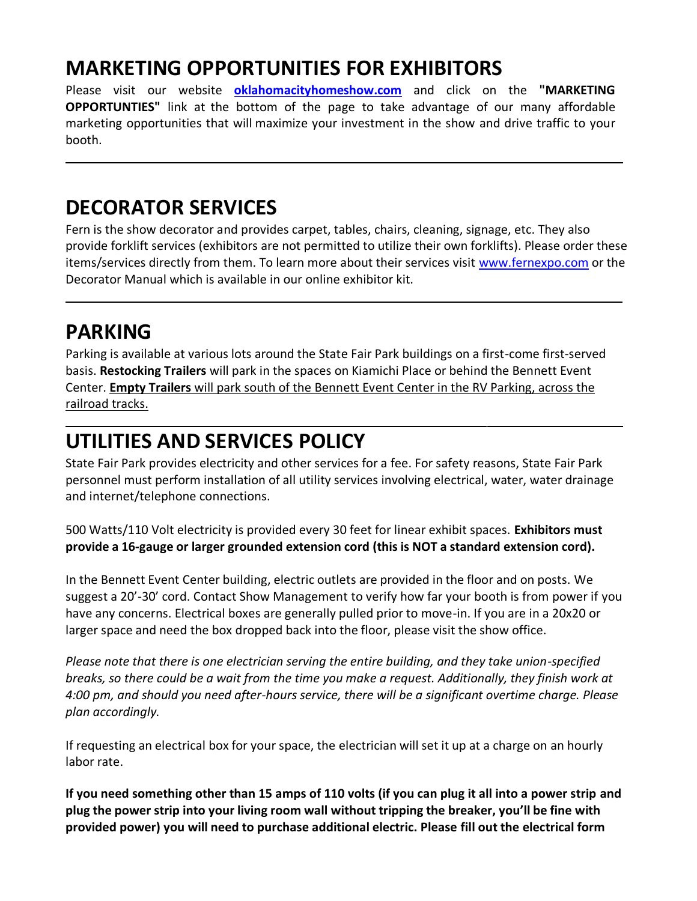# MARKETING OPPORTUNITIES FOR EXHIBITORS

Please visit our website **oklahomacityhomeshow.com** and click on the **"MARKETING OPPORTUNTIES"** link at the bottom of the page to take advantage of our many affordable marketing opportunities that will maximize your investment in the show and drive traffic to your booth.

---

# DECORATOR SERVICES

Fern is the show decorator and provides carpet, tables, chairs, cleaning, signage, etc. They also provide forklift services (exhibitors are not permitted to utilize their own forklifts). Please order these items/services directly from them. To learn more about their services visit www.fernexpo.com or the Decorator Manual which is available in our online exhibitor kit.

---

# PARKING

Parking is available at various lots around the State Fair Park buildings on a first-come first-served basis. **Restocking Trailers** will park in the spaces on Kiamichi Place or behind the Bennett Event Center. **Empty Trailers** will park south of the Bennett Event Center in the RV Parking, across the railroad tracks.

---

# UTILITIES AND SERVICES POLICY

State Fair Park provides electricity and other services for a fee. For safety reasons, State Fair Park personnel must perform installation of all utility services involving electrical, water, water drainage and internet/telephone connections.

500 Watts/110 Volt electricity is provided every 30 feet for linear exhibit spaces. **Exhibitors must provide a 16-gauge or larger grounded extension cord (this is NOT a standard extension cord).**

In the Bennett Event Center building, electric outlets are provided in the floor and on posts. We suggest a 20'-30' cord. Contact Show Management to verify how far your booth is from power if you have any concerns. Electrical boxes are generally pulled prior to move-in. If you are in a 20x20 or larger space and need the box dropped back into the floor, please visit the show office.

*Please note that there is one electrician serving the entire building, and they take union-specified breaks, so there could be a wait from the time you make a request. Additionally, they finish work at 4:00 pm, and should you need after-hours service, there will be a significant overtime charge. Please plan accordingly.*

If requesting an electrical box for your space, the electrician will set it up at a charge on an hourly labor rate.

**If you need something other than 15 amps of 110 volts (if you can plug it all into a power strip and plug the power strip into your living room wall without tripping the breaker, you'll be fine with provided power) you will need to purchase additional electric. Please fill out the electrical form**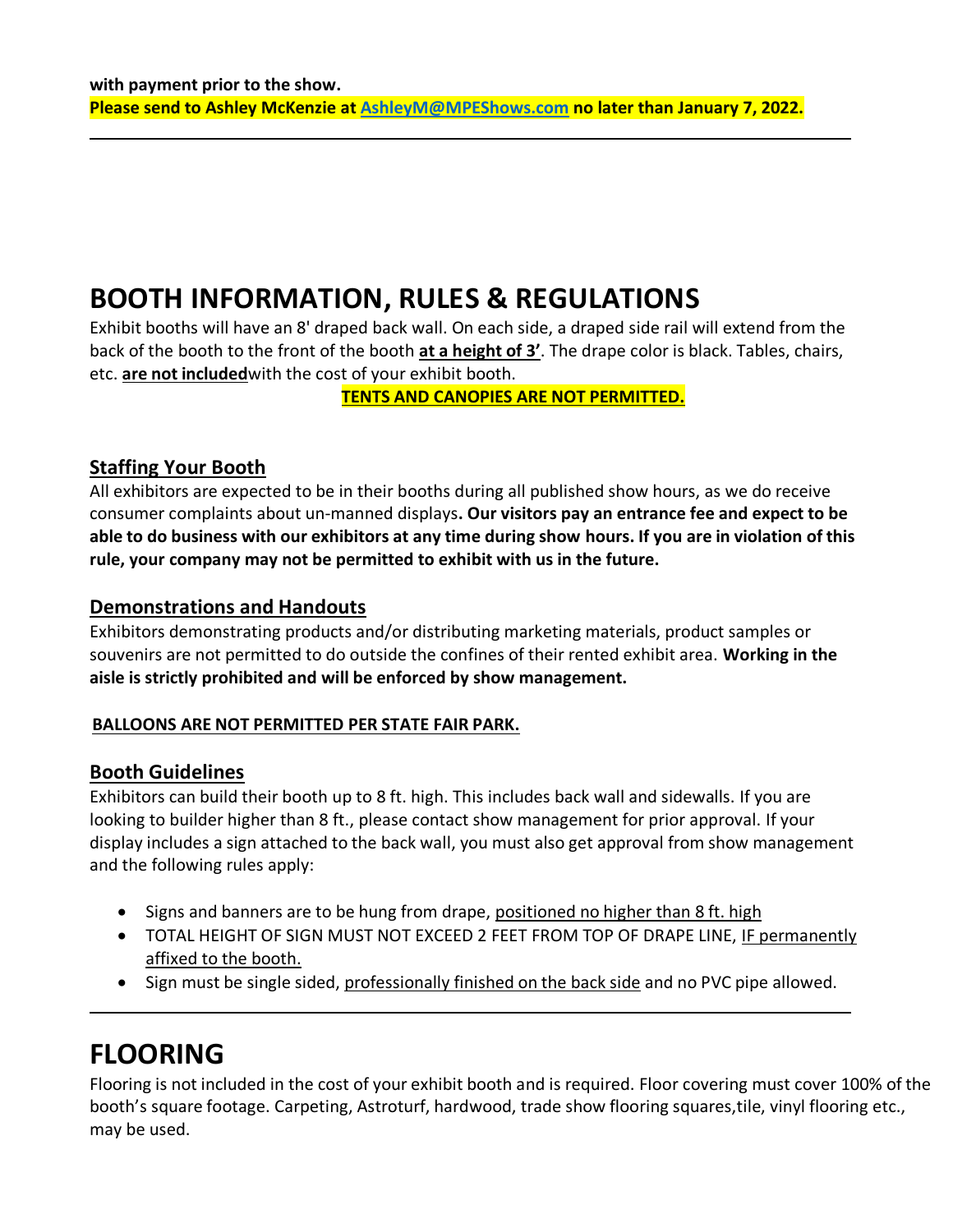**with payment prior to the show.**
**Please send to Ashley McKenzie at [AshleyM@MPEShows.com](mailto:AshleyM@MPEShows.com) no later than January 7, 2022.**

---

# BOOTH INFORMATION, RULES & REGULATIONS

Exhibit booths will have an 8' draped back wall. On each side, a draped side rail will extend from the back of the booth to the front of the booth **at a height of 3'**. The drape color is black. Tables, chairs, etc. **are not included**with the cost of your exhibit booth.

**TENTS AND CANOPIES ARE NOT PERMITTED.**

## Staffing Your Booth

All exhibitors are expected to be in their booths during all published show hours, as we do receive consumer complaints about un-manned displays**. Our visitors pay an entrance fee and expect to be able to do business with our exhibitors at any time during show hours. If you are in violation of this rule, your company may not be permitted to exhibit with us in the future.**

## Demonstrations and Handouts

Exhibitors demonstrating products and/or distributing marketing materials, product samples or souvenirs are not permitted to do outside the confines of their rented exhibit area. **Working in the aisle is strictly prohibited and will be enforced by show management.**

**BALLOONS ARE NOT PERMITTED PER STATE FAIR PARK.**

## Booth Guidelines

Exhibitors can build their booth up to 8 ft. high. This includes back wall and sidewalls. If you are looking to builder higher than 8 ft., please contact show management for prior approval. If your display includes a sign attached to the back wall, you must also get approval from show management and the following rules apply:

- Signs and banners are to be hung from drape, positioned no higher than 8 ft. high
- TOTAL HEIGHT OF SIGN MUST NOT EXCEED 2 FEET FROM TOP OF DRAPE LINE, IF permanently affixed to the booth.
- Sign must be single sided, professionally finished on the back side and no PVC pipe allowed.

---

# FLOORING

Flooring is not included in the cost of your exhibit booth and is required. Floor covering must cover 100% of the booth's square footage. Carpeting, Astroturf, hardwood, trade show flooring squares,tile, vinyl flooring etc., may be used.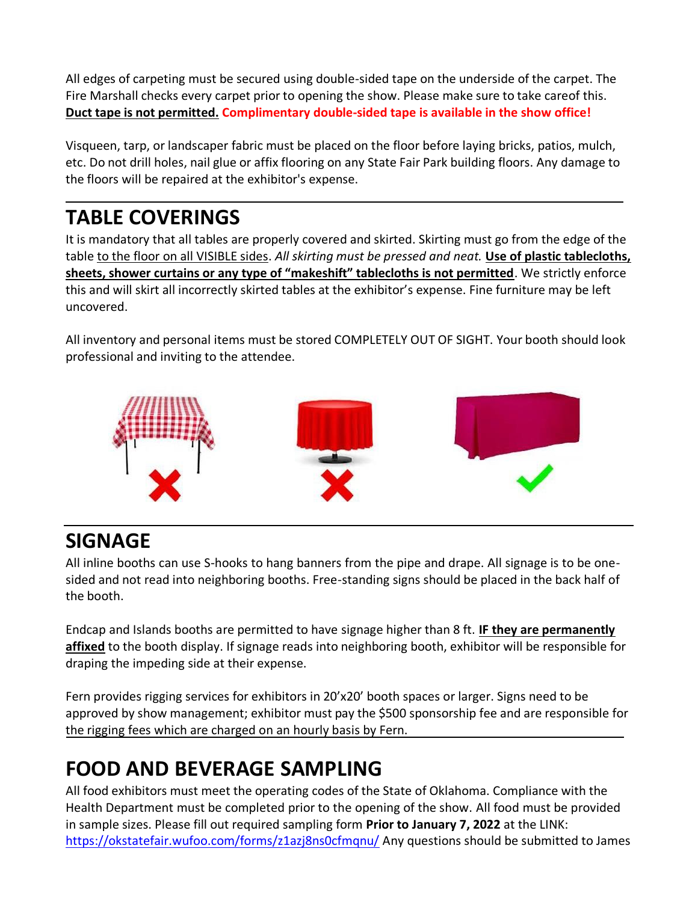All edges of carpeting must be secured using double-sided tape on the underside of the carpet. The Fire Marshall checks every carpet prior to opening the show. Please make sure to take careof this. **Duct tape is not permitted.** **Complimentary double-sided tape is available in the show office!**

Visqueen, tarp, or landscaper fabric must be placed on the floor before laying bricks, patios, mulch, etc. Do not drill holes, nail glue or affix flooring on any State Fair Park building floors. Any damage to the floors will be repaired at the exhibitor's expense.

## TABLE COVERINGS

It is mandatory that all tables are properly covered and skirted. Skirting must go from the edge of the table to the floor on all VISIBLE sides. *All skirting must be pressed and neat.* **Use of plastic tablecloths, sheets, shower curtains or any type of "makeshift" tablecloths is not permitted**. We strictly enforce this and will skirt all incorrectly skirted tables at the exhibitor's expense. Fine furniture may be left uncovered.

All inventory and personal items must be stored COMPLETELY OUT OF SIGHT. Your booth should look professional and inviting to the attendee.

## SIGNAGE

All inline booths can use S-hooks to hang banners from the pipe and drape. All signage is to be one-sided and not read into neighboring booths. Free-standing signs should be placed in the back half of the booth.

Endcap and Islands booths are permitted to have signage higher than 8 ft. **IF they are permanently affixed** to the booth display. If signage reads into neighboring booth, exhibitor will be responsible for draping the impeding side at their expense.

Fern provides rigging services for exhibitors in 20'x20' booth spaces or larger. Signs need to be approved by show management; exhibitor must pay the $500 sponsorship fee and are responsible for the rigging fees which are charged on an hourly basis by Fern.

## FOOD AND BEVERAGE SAMPLING

All food exhibitors must meet the operating codes of the State of Oklahoma. Compliance with the Health Department must be completed prior to the opening of the show. All food must be provided in sample sizes. Please fill out required sampling form **Prior to January 7, 2022** at the LINK: https://okstatefair.wufoo.com/forms/z1azj8ns0cfmqnu/ Any questions should be submitted to James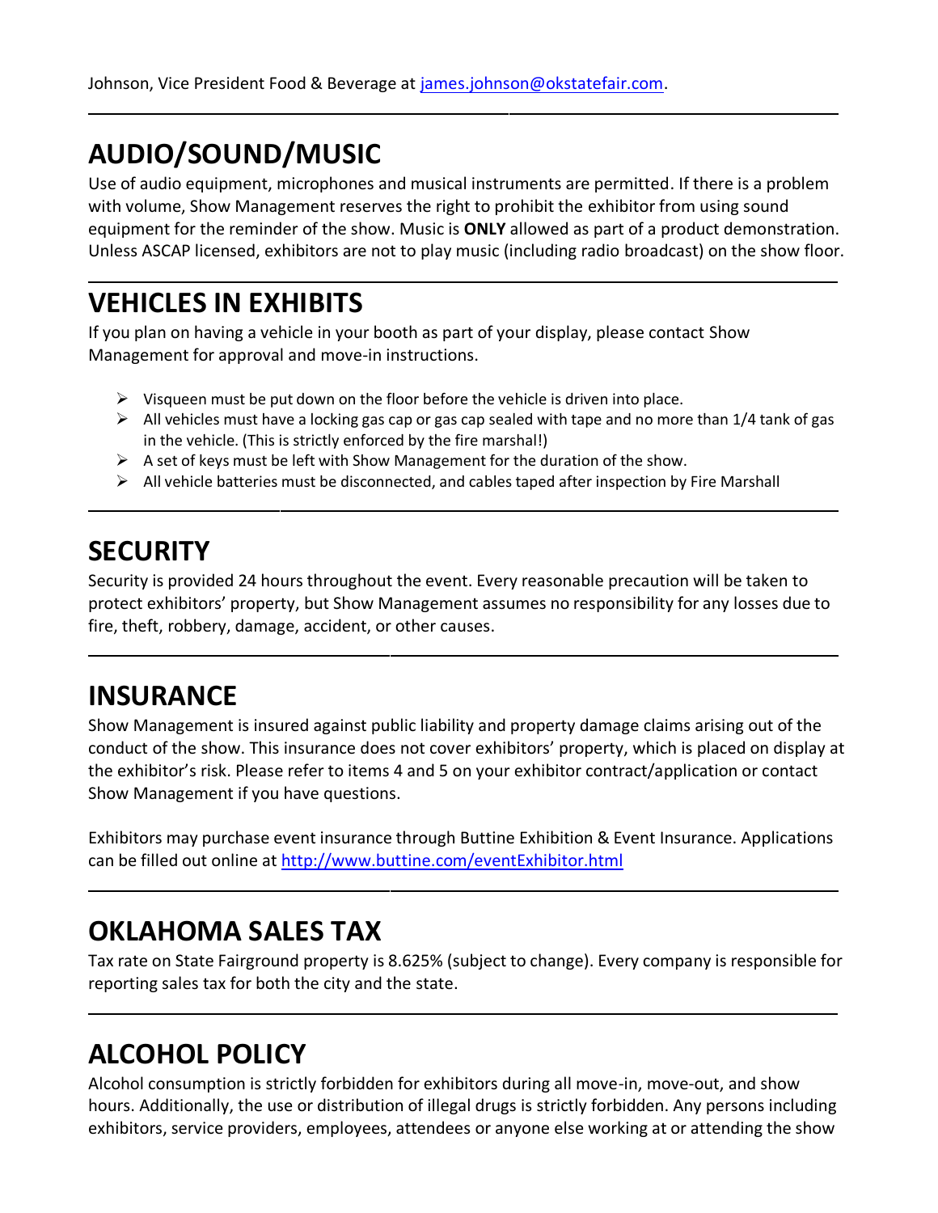Johnson, Vice President Food & Beverage at [james.johnson@okstatefair.com](mailto:james.johnson@okstatefair.com).

---

## AUDIO/SOUND/MUSIC

Use of audio equipment, microphones and musical instruments are permitted. If there is a problem with volume, Show Management reserves the right to prohibit the exhibitor from using sound equipment for the reminder of the show. Music is **ONLY** allowed as part of a product demonstration. Unless ASCAP licensed, exhibitors are not to play music (including radio broadcast) on the show floor.

---

## VEHICLES IN EXHIBITS

If you plan on having a vehicle in your booth as part of your display, please contact Show Management for approval and move-in instructions.

- Visqueen must be put down on the floor before the vehicle is driven into place.
- All vehicles must have a locking gas cap or gas cap sealed with tape and no more than 1/4 tank of gas in the vehicle. (This is strictly enforced by the fire marshal!)
- A set of keys must be left with Show Management for the duration of the show.
- All vehicle batteries must be disconnected, and cables taped after inspection by Fire Marshall

---

## SECURITY

Security is provided 24 hours throughout the event. Every reasonable precaution will be taken to protect exhibitors' property, but Show Management assumes no responsibility for any losses due to fire, theft, robbery, damage, accident, or other causes.

---

## INSURANCE

Show Management is insured against public liability and property damage claims arising out of the conduct of the show. This insurance does not cover exhibitors' property, which is placed on display at the exhibitor's risk. Please refer to items 4 and 5 on your exhibitor contract/application or contact Show Management if you have questions.

Exhibitors may purchase event insurance through Buttine Exhibition & Event Insurance. Applications can be filled out online at [http://www.buttine.com/eventExhibitor.html](http://www.buttine.com/eventExhibitor.html)

---

## OKLAHOMA SALES TAX

Tax rate on State Fairground property is 8.625% (subject to change). Every company is responsible for reporting sales tax for both the city and the state.

---

## ALCOHOL POLICY

Alcohol consumption is strictly forbidden for exhibitors during all move-in, move-out, and show hours. Additionally, the use or distribution of illegal drugs is strictly forbidden. Any persons including exhibitors, service providers, employees, attendees or anyone else working at or attending the show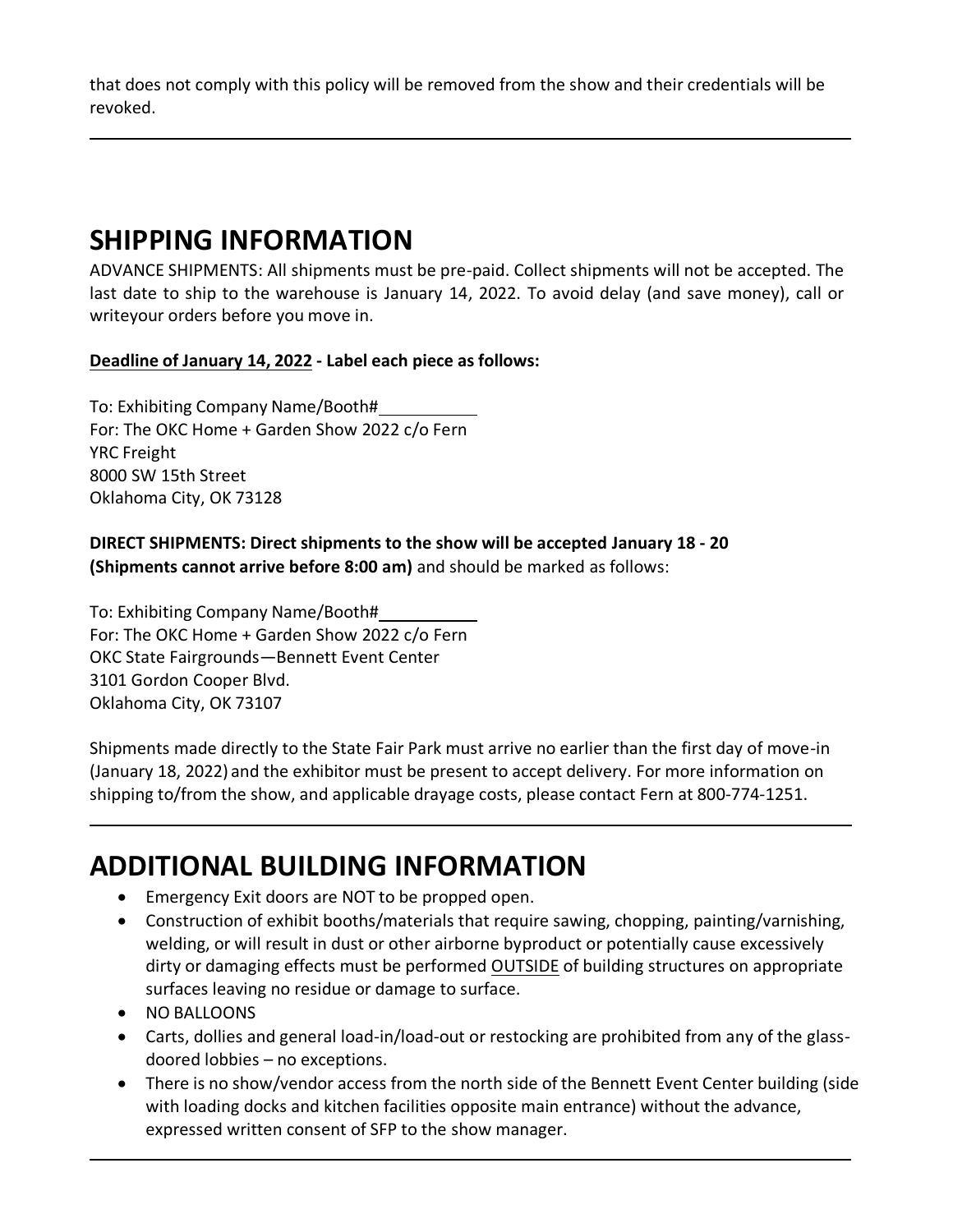that does not comply with this policy will be removed from the show and their credentials will be revoked.

---

## SHIPPING INFORMATION

ADVANCE SHIPMENTS: All shipments must be pre-paid. Collect shipments will not be accepted. The last date to ship to the warehouse is January 14, 2022. To avoid delay (and save money), call or writeyour orders before you move in.

**Deadline of January 14, 2022 - Label each piece as follows:**

To: Exhibiting Company Name/Booth#__________
For: The OKC Home + Garden Show 2022 c/o Fern
YRC Freight
8000 SW 15th Street
Oklahoma City, OK 73128

**DIRECT SHIPMENTS: Direct shipments to the show will be accepted January 18 - 20 (Shipments cannot arrive before 8:00 am)** and should be marked as follows:

To: Exhibiting Company Name/Booth#__________
For: The OKC Home + Garden Show 2022 c/o Fern
OKC State Fairgrounds—Bennett Event Center
3101 Gordon Cooper Blvd.
Oklahoma City, OK 73107

Shipments made directly to the State Fair Park must arrive no earlier than the first day of move-in (January 18, 2022) and the exhibitor must be present to accept delivery. For more information on shipping to/from the show, and applicable drayage costs, please contact Fern at 800-774-1251.

---

## ADDITIONAL BUILDING INFORMATION

- Emergency Exit doors are NOT to be propped open.
- Construction of exhibit booths/materials that require sawing, chopping, painting/varnishing, welding, or will result in dust or other airborne byproduct or potentially cause excessively dirty or damaging effects must be performed OUTSIDE of building structures on appropriate surfaces leaving no residue or damage to surface.
- NO BALLOONS
- Carts, dollies and general load-in/load-out or restocking are prohibited from any of the glass-doored lobbies – no exceptions.
- There is no show/vendor access from the north side of the Bennett Event Center building (side with loading docks and kitchen facilities opposite main entrance) without the advance, expressed written consent of SFP to the show manager.

---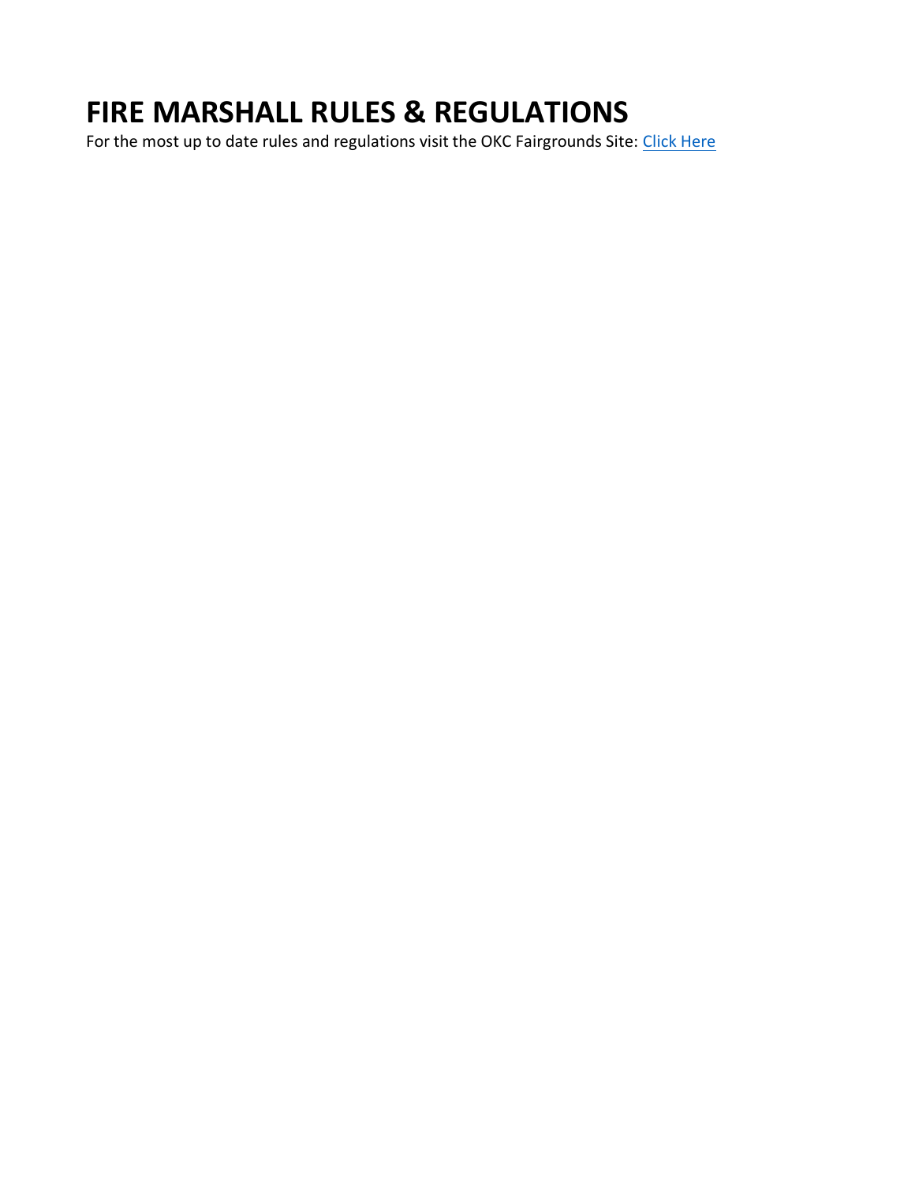# FIRE MARSHALL RULES & REGULATIONS

For the most up to date rules and regulations visit the OKC Fairgrounds Site: Click Here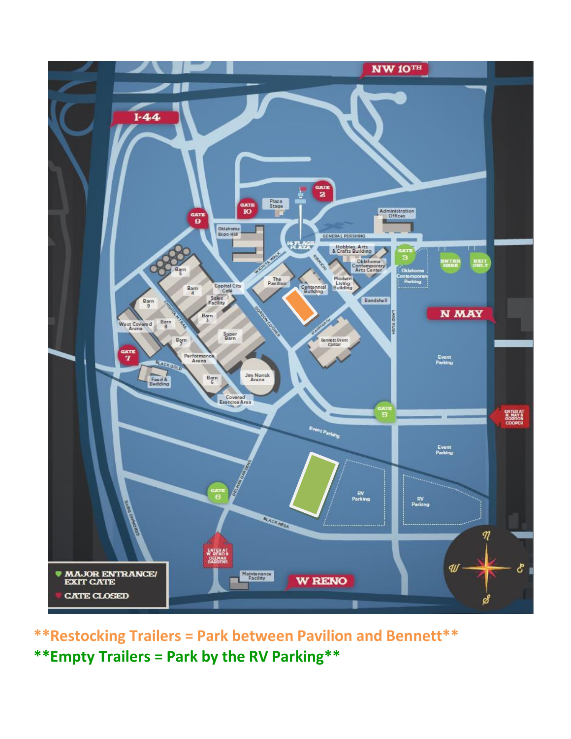**Restocking Trailers = Park between Pavilion and Bennett**

**Empty Trailers = Park by the RV Parking**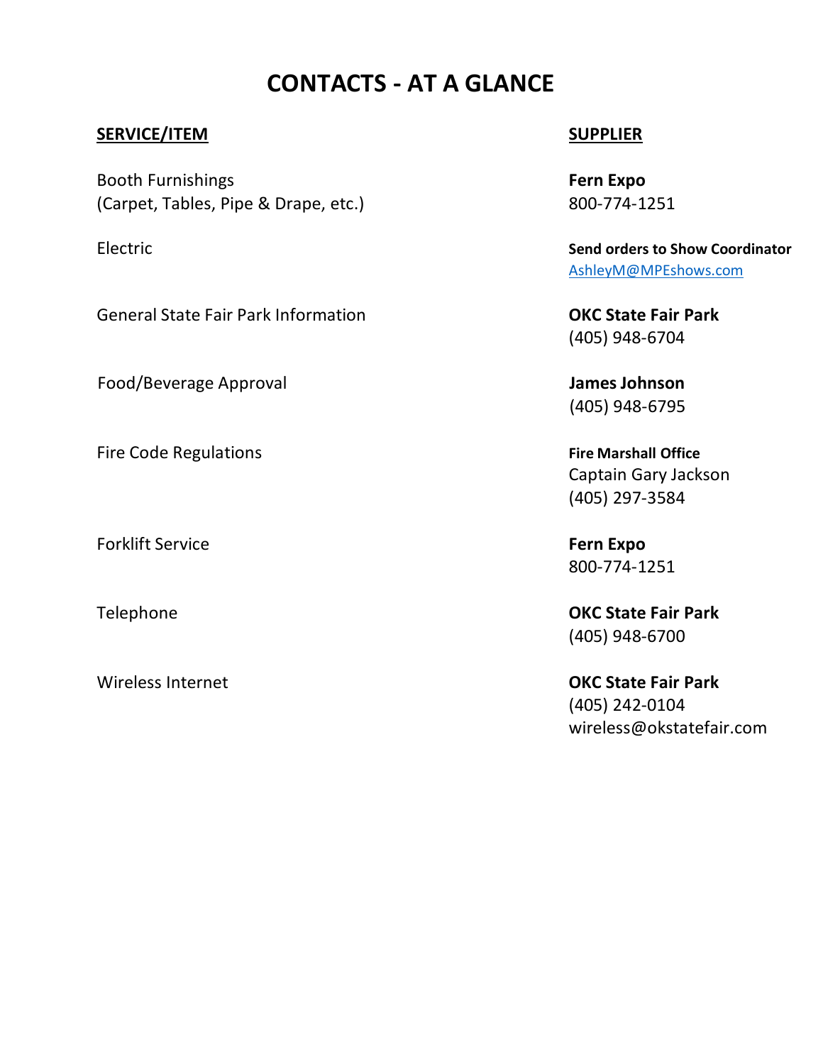# CONTACTS - AT A GLANCE

| SERVICE/ITEM | SUPPLIER |
| --- | --- |
| Booth Furnishings (Carpet, Tables, Pipe & Drape, etc.) | **Fern Expo** 800-774-1251 |
| Electric | **Send orders to Show Coordinator** AshleyM@MPEshows.com |
| General State Fair Park Information | **OKC State Fair Park** (405) 948-6704 |
| Food/Beverage Approval | **James Johnson** (405) 948-6795 |
| Fire Code Regulations | **Fire Marshall Office** Captain Gary Jackson (405) 297-3584 |
| Forklift Service | **Fern Expo** 800-774-1251 |
| Telephone | **OKC State Fair Park** (405) 948-6700 |
| Wireless Internet | **OKC State Fair Park** (405) 242-0104 wireless@okstatefair.com |